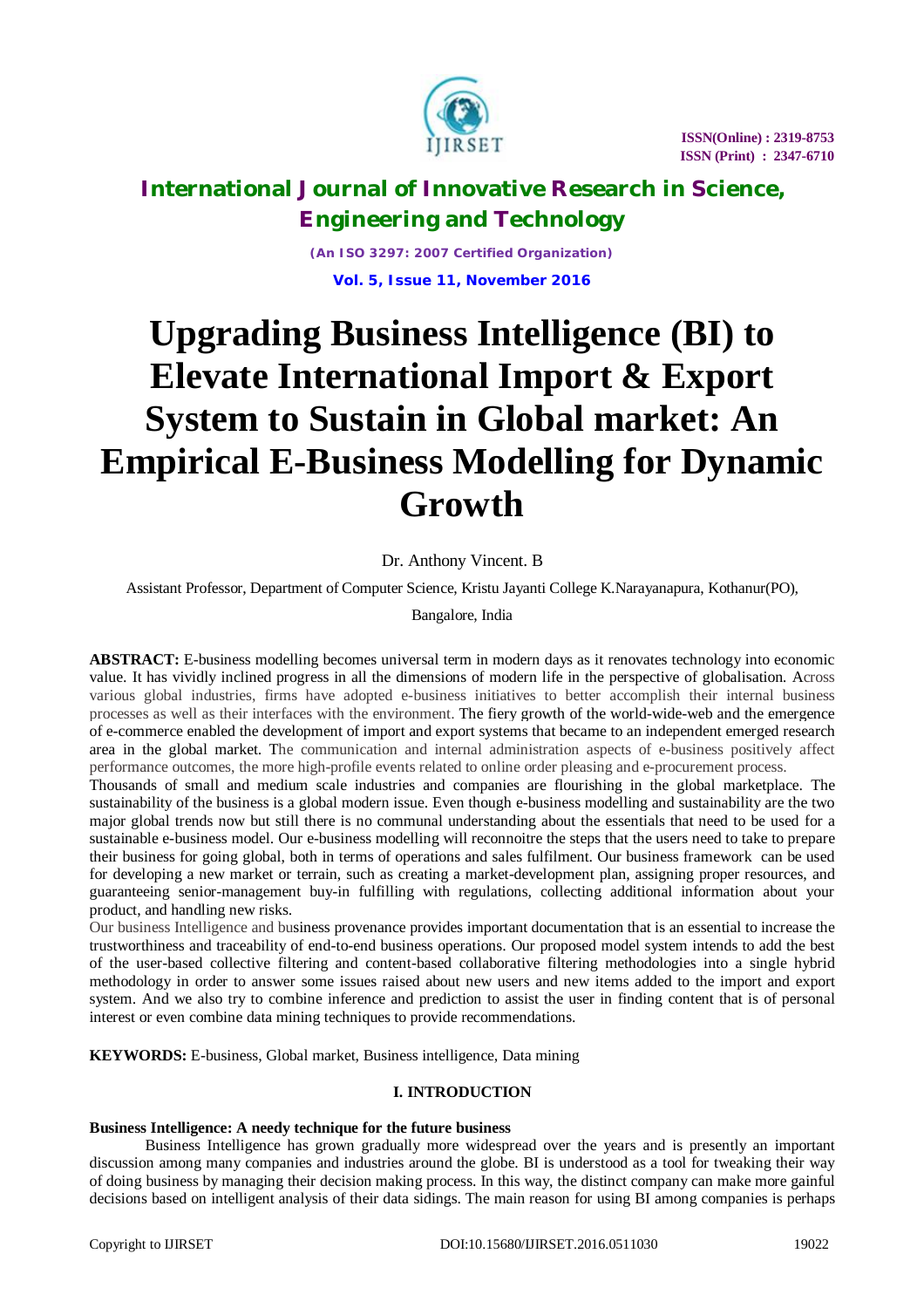# Upgrading Business Intelligence (BI) to Elevate International Import & Export System to Sustain in Global market: An Empirical E-Business Modelling for Dynamic Growth

Dr. Anthony Vincent. B

Assistant Professor, Department of Computer Science, Kristu Jayanti College K.Narayanapura, Kothanur(PO), Bangalore, India

**ABSTRACT:** E-business modelling becomes universal term in modern days as it renovates technology into economic value. It has vividly inclined progress in all the dimensions of modern life in the perspective of globalisation. Across various global industries, firms have adopted e-business initiatives to better accomplish their internal business processes as well as their interfaces with the environment. The fiery growth of the world-wide-web and the emergence of e-commerce enabled the development of import and export systems that became to an independent emerged research area in the global market. The communication and internal administration aspects of e-business positively affect performance outcomes, the more high-profile events related to online order pleasing and e-procurement process.

Thousands of small and medium scale industries and companies are flourishing in the global marketplace. The sustainability of the business is a global modern issue. Even though e-business modelling and sustainability are the two major global trends now but still there is no communal understanding about the essentials that need to be used for a sustainable e-business model. Our e-business modelling will reconnoitre the steps that the users need to take to prepare their business for going global, both in terms of operations and sales fulfilment. Our business framework can be used for developing a new market or terrain, such as creating a market-development plan, assigning proper resources, and guaranteeing senior-management buy-in fulfilling with regulations, collecting additional information about your product, and handling new risks.

Our business Intelligence and business provenance provides important documentation that is an essential to increase the trustworthiness and traceability of end-to-end business operations. Our proposed model system intends to add the best of the user-based collective filtering and content-based collaborative filtering methodologies into a single hybrid methodology in order to answer some issues raised about new users and new items added to the import and export system. And we also try to combine inference and prediction to assist the user in finding content that is of personal interest or even combine data mining techniques to provide recommendations.

**KEYWORDS:** E-business, Global market, Business intelligence, Data mining

## I. INTRODUCTION

**Business Intelligence: A needy technique for the future business**

Business Intelligence has grown gradually more widespread over the years and is presently an important discussion among many companies and industries around the globe. BI is understood as a tool for tweaking their way of doing business by managing their decision making process. In this way, the distinct company can make more gainful decisions based on intelligent analysis of their data sidings. The main reason for using BI among companies is perhaps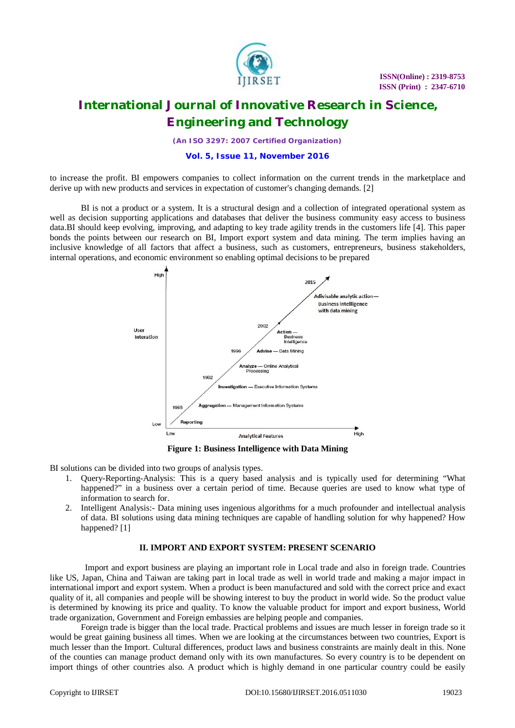to increase the profit. BI empowers companies to collect information on the current trends in the marketplace and derive up with new products and services in expectation of customer's changing demands. [2]

BI is not a product or a system. It is a structural design and a collection of integrated operational system as well as decision supporting applications and databases that deliver the business community easy access to business data.BI should keep evolving, improving, and adapting to key trade agility trends in the customers life [4]. This paper bonds the points between our research on BI, Import export system and data mining. The term implies having an inclusive knowledge of all factors that affect a business, such as customers, entrepreneurs, business stakeholders, internal operations, and economic environment so enabling optimal decisions to be prepared

**Figure 1: Business Intelligence with Data Mining**

BI solutions can be divided into two groups of analysis types.

1. Query-Reporting-Analysis: This is a query based analysis and is typically used for determining "What happened?" in a business over a certain period of time. Because queries are used to know what type of information to search for.
2. Intelligent Analysis:- Data mining uses ingenious algorithms for a much profounder and intellectual analysis of data. BI solutions using data mining techniques are capable of handling solution for why happened? How happened? [1]

## II. IMPORT AND EXPORT SYSTEM: PRESENT SCENARIO

Import and export business are playing an important role in Local trade and also in foreign trade. Countries like US, Japan, China and Taiwan are taking part in local trade as well in world trade and making a major impact in international import and export system. When a product is been manufactured and sold with the correct price and exact quality of it, all companies and people will be showing interest to buy the product in world wide. So the product value is determined by knowing its price and quality. To know the valuable product for import and export business, World trade organization, Government and Foreign embassies are helping people and companies.

Foreign trade is bigger than the local trade. Practical problems and issues are much lesser in foreign trade so it would be great gaining business all times. When we are looking at the circumstances between two countries, Export is much lesser than the Import. Cultural differences, product laws and business constraints are mainly dealt in this. None of the counties can manage product demand only with its own manufactures. So every country is to be dependent on import things of other countries also. A product which is highly demand in one particular country could be easily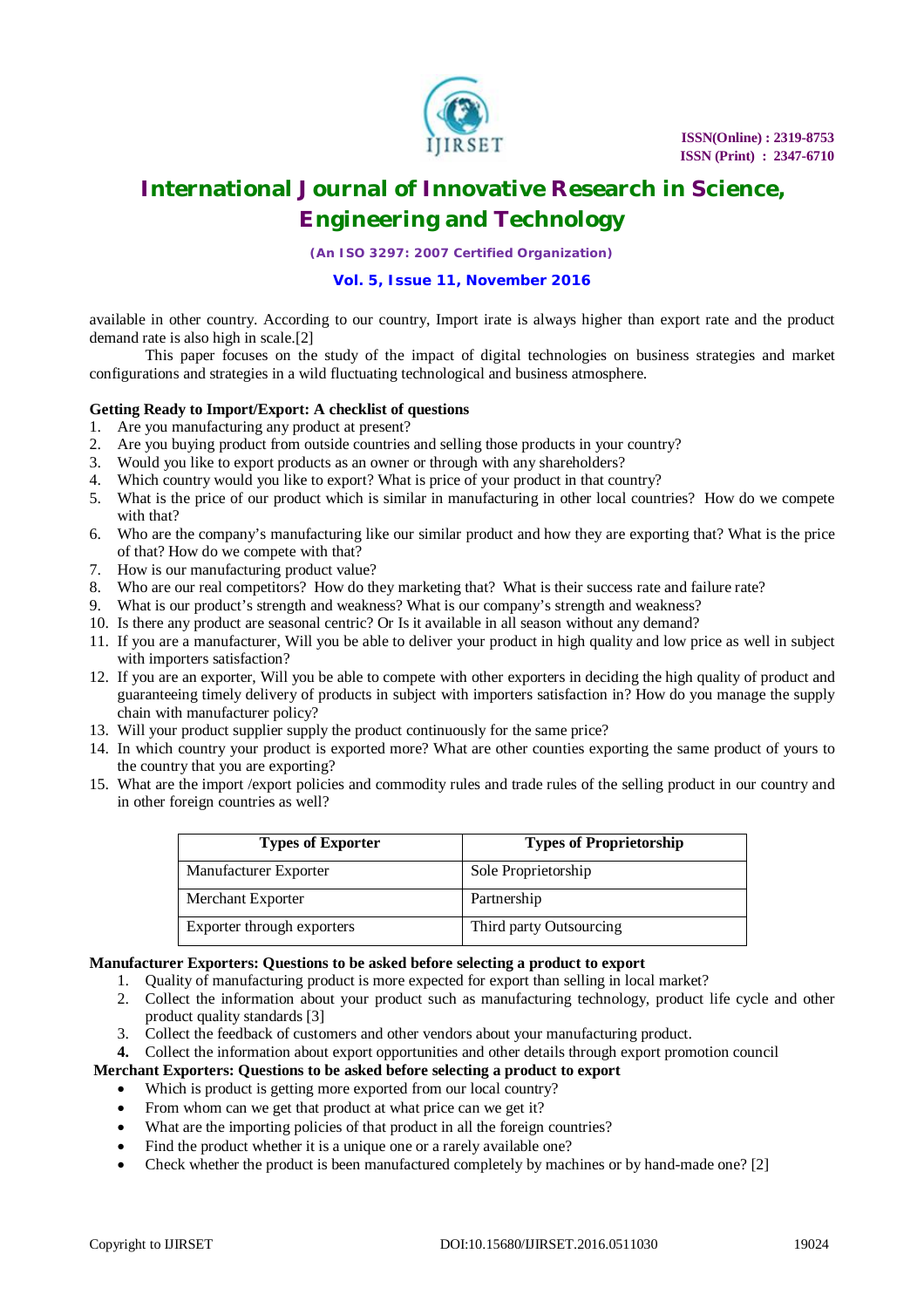available in other country. According to our country, Import irate is always higher than export rate and the product demand rate is also high in scale.[2]

This paper focuses on the study of the impact of digital technologies on business strategies and market configurations and strategies in a wild fluctuating technological and business atmosphere.

**Getting Ready to Import/Export: A checklist of questions**

1. Are you manufacturing any product at present?
2. Are you buying product from outside countries and selling those products in your country?
3. Would you like to export products as an owner or through with any shareholders?
4. Which country would you like to export? What is price of your product in that country?
5. What is the price of our product which is similar in manufacturing in other local countries? How do we compete with that?
6. Who are the company's manufacturing like our similar product and how they are exporting that? What is the price of that? How do we compete with that?
7. How is our manufacturing product value?
8. Who are our real competitors? How do they marketing that? What is their success rate and failure rate?
9. What is our product's strength and weakness? What is our company's strength and weakness?
10. Is there any product are seasonal centric? Or Is it available in all season without any demand?
11. If you are a manufacturer, Will you be able to deliver your product in high quality and low price as well in subject with importers satisfaction?
12. If you are an exporter, Will you be able to compete with other exporters in deciding the high quality of product and guaranteeing timely delivery of products in subject with importers satisfaction in? How do you manage the supply chain with manufacturer policy?
13. Will your product supplier supply the product continuously for the same price?
14. In which country your product is exported more? What are other counties exporting the same product of yours to the country that you are exporting?
15. What are the import /export policies and commodity rules and trade rules of the selling product in our country and in other foreign countries as well?

| Types of Exporter | Types of Proprietorship |
|---|---|
| Manufacturer Exporter | Sole Proprietorship |
| Merchant Exporter | Partnership |
| Exporter through exporters | Third party Outsourcing |

**Manufacturer Exporters: Questions to be asked before selecting a product to export**

1. Quality of manufacturing product is more expected for export than selling in local market?
2. Collect the information about your product such as manufacturing technology, product life cycle and other product quality standards [3]
3. Collect the feedback of customers and other vendors about your manufacturing product.
4. Collect the information about export opportunities and other details through export promotion council

**Merchant Exporters: Questions to be asked before selecting a product to export**

- Which is product is getting more exported from our local country?
- From whom can we get that product at what price can we get it?
- What are the importing policies of that product in all the foreign countries?
- Find the product whether it is a unique one or a rarely available one?
- Check whether the product is been manufactured completely by machines or by hand-made one? [2]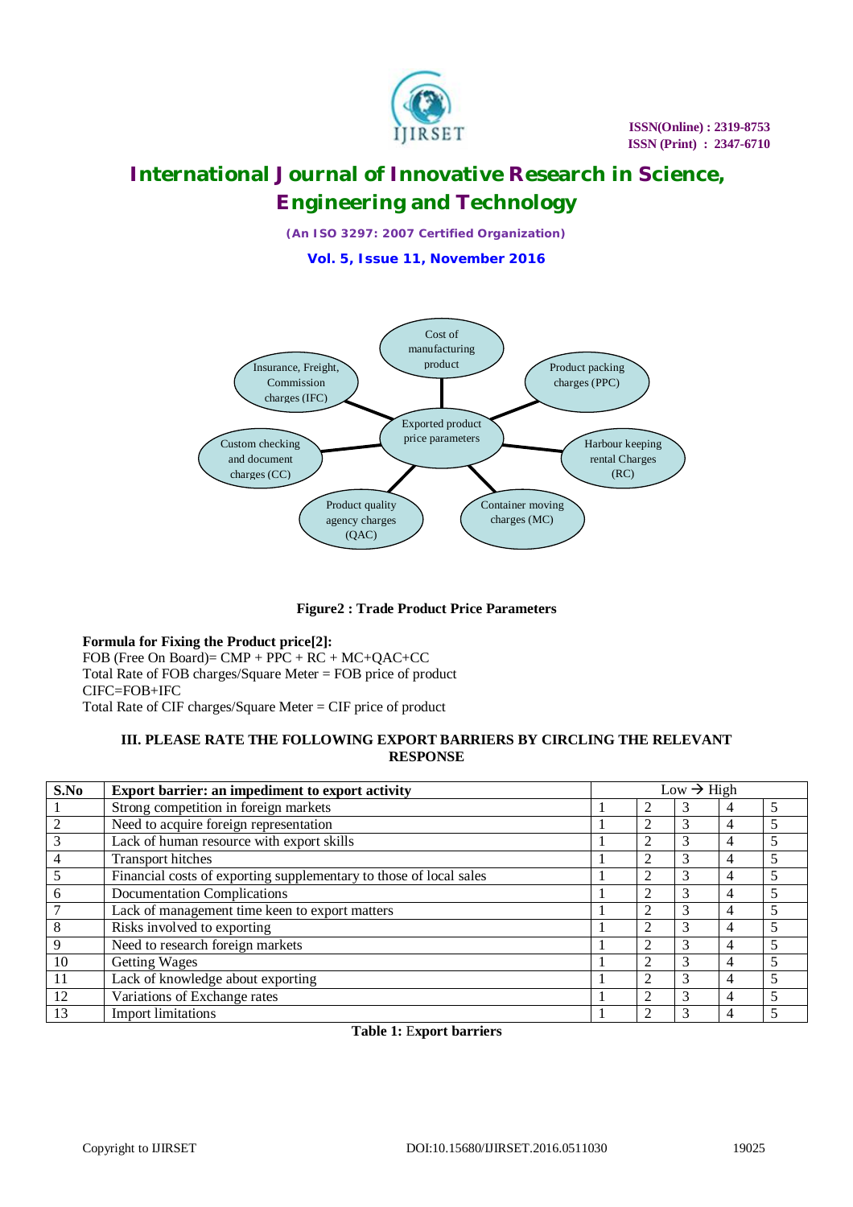Figure2 : Trade Product Price Parameters

**Formula for Fixing the Product price[2]:**
FOB (Free On Board)= CMP + PPC + RC + MC+QAC+CC
Total Rate of FOB charges/Square Meter = FOB price of product
CIFC=FOB+IFC
Total Rate of CIF charges/Square Meter = CIF price of product

### III. PLEASE RATE THE FOLLOWING EXPORT BARRIERS BY CIRCLING THE RELEVANT RESPONSE

| S.No | Export barrier: an impediment to export activity | Low → High | | | | |
|---|---|---|---|---|---|---|
| 1 | Strong competition in foreign markets | 1 | 2 | 3 | 4 | 5 |
| 2 | Need to acquire foreign representation | 1 | 2 | 3 | 4 | 5 |
| 3 | Lack of human resource with export skills | 1 | 2 | 3 | 4 | 5 |
| 4 | Transport hitches | 1 | 2 | 3 | 4 | 5 |
| 5 | Financial costs of exporting supplementary to those of local sales | 1 | 2 | 3 | 4 | 5 |
| 6 | Documentation Complications | 1 | 2 | 3 | 4 | 5 |
| 7 | Lack of management time keen to export matters | 1 | 2 | 3 | 4 | 5 |
| 8 | Risks involved to exporting | 1 | 2 | 3 | 4 | 5 |
| 9 | Need to research foreign markets | 1 | 2 | 3 | 4 | 5 |
| 10 | Getting Wages | 1 | 2 | 3 | 4 | 5 |
| 11 | Lack of knowledge about exporting | 1 | 2 | 3 | 4 | 5 |
| 12 | Variations of Exchange rates | 1 | 2 | 3 | 4 | 5 |
| 13 | Import limitations | 1 | 2 | 3 | 4 | 5 |

**Table 1:** Export barriers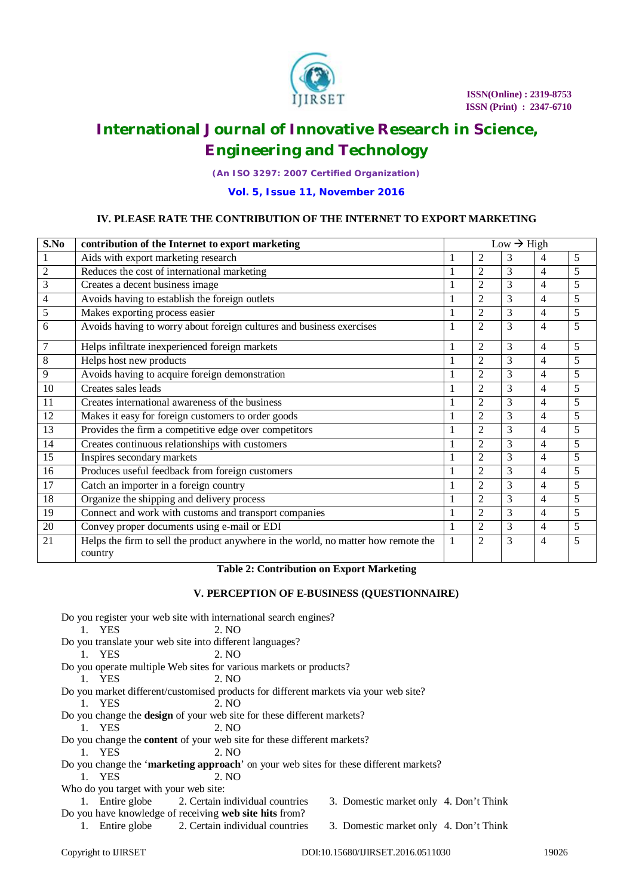### IV. PLEASE RATE THE CONTRIBUTION OF THE INTERNET TO EXPORT MARKETING

| S.No | contribution of the Internet to export marketing | Low → High | | | | |
|---|---|---|---|---|---|---|
| 1 | Aids with export marketing research | 1 | 2 | 3 | 4 | 5 |
| 2 | Reduces the cost of international marketing | 1 | 2 | 3 | 4 | 5 |
| 3 | Creates a decent business image | 1 | 2 | 3 | 4 | 5 |
| 4 | Avoids having to establish the foreign outlets | 1 | 2 | 3 | 4 | 5 |
| 5 | Makes exporting process easier | 1 | 2 | 3 | 4 | 5 |
| 6 | Avoids having to worry about foreign cultures and business exercises | 1 | 2 | 3 | 4 | 5 |
| 7 | Helps infiltrate inexperienced foreign markets | 1 | 2 | 3 | 4 | 5 |
| 8 | Helps host new products | 1 | 2 | 3 | 4 | 5 |
| 9 | Avoids having to acquire foreign demonstration | 1 | 2 | 3 | 4 | 5 |
| 10 | Creates sales leads | 1 | 2 | 3 | 4 | 5 |
| 11 | Creates international awareness of the business | 1 | 2 | 3 | 4 | 5 |
| 12 | Makes it easy for foreign customers to order goods | 1 | 2 | 3 | 4 | 5 |
| 13 | Provides the firm a competitive edge over competitors | 1 | 2 | 3 | 4 | 5 |
| 14 | Creates continuous relationships with customers | 1 | 2 | 3 | 4 | 5 |
| 15 | Inspires secondary markets | 1 | 2 | 3 | 4 | 5 |
| 16 | Produces useful feedback from foreign customers | 1 | 2 | 3 | 4 | 5 |
| 17 | Catch an importer in a foreign country | 1 | 2 | 3 | 4 | 5 |
| 18 | Organize the shipping and delivery process | 1 | 2 | 3 | 4 | 5 |
| 19 | Connect and work with customs and transport companies | 1 | 2 | 3 | 4 | 5 |
| 20 | Convey proper documents using e-mail or EDI | 1 | 2 | 3 | 4 | 5 |
| 21 | Helps the firm to sell the product anywhere in the world, no matter how remote the country | 1 | 2 | 3 | 4 | 5 |

**Table 2: Contribution on Export Marketing**

### V. PERCEPTION OF E-BUSINESS (QUESTIONNAIRE)

Do you register your web site with international search engines?
1. YES 2. NO

Do you translate your web site into different languages?
1. YES 2. NO

Do you operate multiple Web sites for various markets or products?
1. YES 2. NO

Do you market different/customised products for different markets via your web site?
1. YES 2. NO

Do you change the **design** of your web site for these different markets?
1. YES 2. NO

Do you change the **content** of your web site for these different markets?
1. YES 2. NO

Do you change the '**marketing approach**' on your web sites for these different markets?
1. YES 2. NO

Who do you target with your web site:
1. Entire globe 2. Certain individual countries 3. Domestic market only 4. Don't Think

Do you have knowledge of receiving **web site hits** from?
1. Entire globe 2. Certain individual countries 3. Domestic market only 4. Don't Think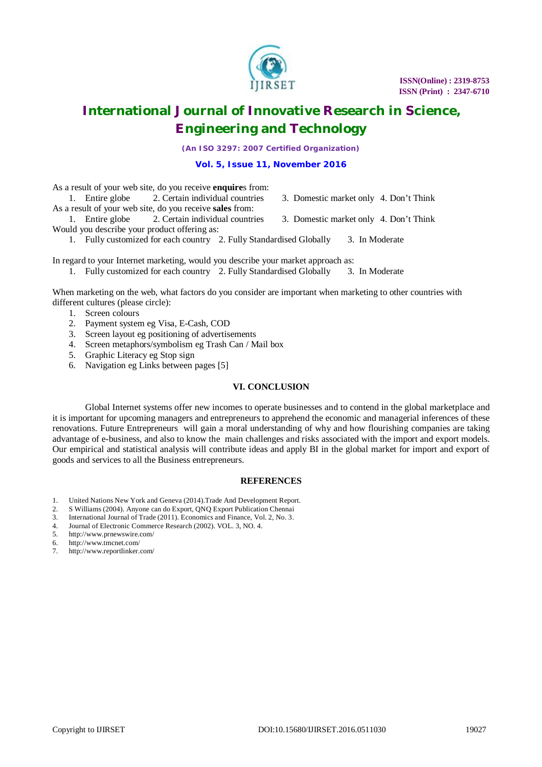As a result of your web site, do you receive **enquire**s from:

1. Entire globe 2. Certain individual countries 3. Domestic market only 4. Don't Think

As a result of your web site, do you receive **sales** from:

1. Entire globe 2. Certain individual countries 3. Domestic market only 4. Don't Think

Would you describe your product offering as:

1. Fully customized for each country 2. Fully Standardised Globally 3. In Moderate

In regard to your Internet marketing, would you describe your market approach as:

1. Fully customized for each country 2. Fully Standardised Globally 3. In Moderate

When marketing on the web, what factors do you consider are important when marketing to other countries with different cultures (please circle):

1. Screen colours
2. Payment system eg Visa, E-Cash, COD
3. Screen layout eg positioning of advertisements
4. Screen metaphors/symbolism eg Trash Can / Mail box
5. Graphic Literacy eg Stop sign
6. Navigation eg Links between pages [5]

## VI. CONCLUSION

Global Internet systems offer new incomes to operate businesses and to contend in the global marketplace and it is important for upcoming managers and entrepreneurs to apprehend the economic and managerial inferences of these renovations. Future Entrepreneurs will gain a moral understanding of why and how flourishing companies are taking advantage of e-business, and also to know the main challenges and risks associated with the import and export models. Our empirical and statistical analysis will contribute ideas and apply BI in the global market for import and export of goods and services to all the Business entrepreneurs.

## REFERENCES

1. United Nations New York and Geneva (2014).Trade And Development Report.
2. S Williams (2004). Anyone can do Export, QNQ Export Publication Chennai
3. International Journal of Trade (2011). Economics and Finance, Vol. 2, No. 3.
4. Journal of Electronic Commerce Research (2002). VOL. 3, NO. 4.
5. http://www.prnewswire.com/
6. http://www.tmcnet.com/
7. http://www.reportlinker.com/